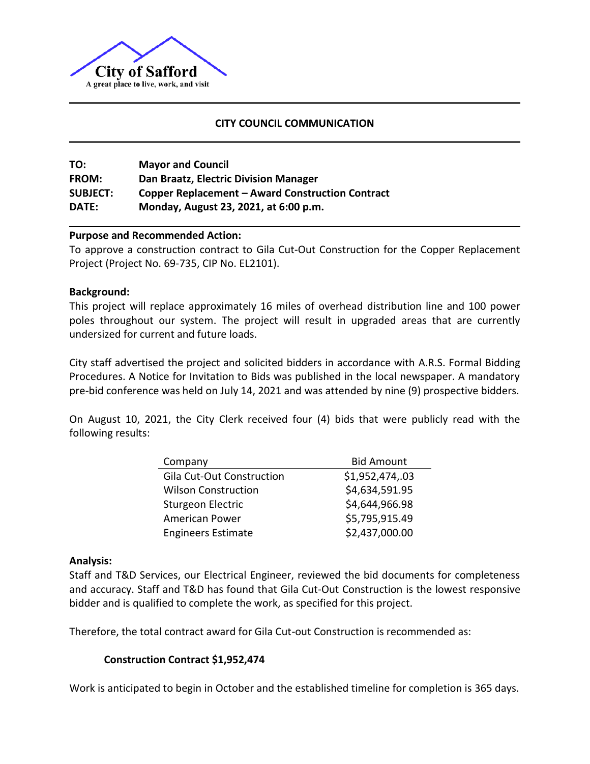City of Safford

A great place to live, work, and visit

## CITY COUNCIL COMMUNICATION

**TO:** **Mayor and Council**
**FROM:** **Dan Braatz, Electric Division Manager**
**SUBJECT:** **Copper Replacement – Award Construction Contract**
**DATE:** **Monday, August 23, 2021, at 6:00 p.m.**

**Purpose and Recommended Action:**

To approve a construction contract to Gila Cut-Out Construction for the Copper Replacement Project (Project No. 69-735, CIP No. EL2101).

**Background:**

This project will replace approximately 16 miles of overhead distribution line and 100 power poles throughout our system. The project will result in upgraded areas that are currently undersized for current and future loads.

City staff advertised the project and solicited bidders in accordance with A.R.S. Formal Bidding Procedures. A Notice for Invitation to Bids was published in the local newspaper. A mandatory pre-bid conference was held on July 14, 2021 and was attended by nine (9) prospective bidders.

On August 10, 2021, the City Clerk received four (4) bids that were publicly read with the following results:

| Company | Bid Amount |
|---|---|
| Gila Cut-Out Construction | $1,952,474,.03 |
| Wilson Construction | $4,634,591.95 |
| Sturgeon Electric | $4,644,966.98 |
| American Power | $5,795,915.49 |
| Engineers Estimate | $2,437,000.00 |

**Analysis:**

Staff and T&D Services, our Electrical Engineer, reviewed the bid documents for completeness and accuracy. Staff and T&D has found that Gila Cut-Out Construction is the lowest responsive bidder and is qualified to complete the work, as specified for this project.

Therefore, the total contract award for Gila Cut-out Construction is recommended as:

**Construction Contract $1,952,474**

Work is anticipated to begin in October and the established timeline for completion is 365 days.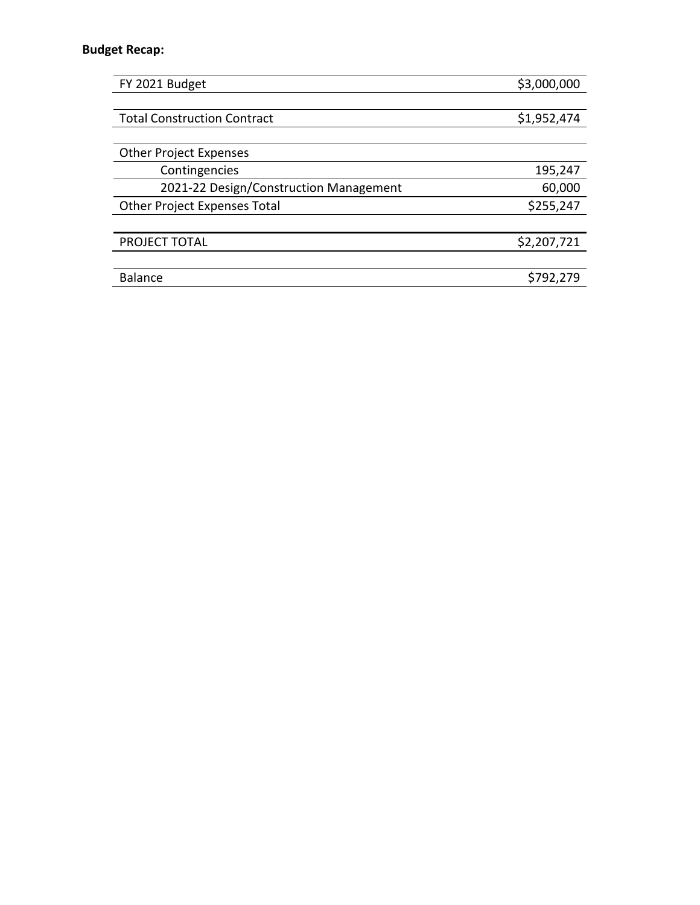**Budget Recap:**

| | |
|---|---|
| FY 2021 Budget | $3,000,000 |
| | |
| Total Construction Contract | $1,952,474 |
| | |
| Other Project Expenses | |
| Contingencies | 195,247 |
| 2021-22 Design/Construction Management | 60,000 |
| Other Project Expenses Total | $255,247 |
| | |
| PROJECT TOTAL | $2,207,721 |
| | |
| Balance | $792,279 |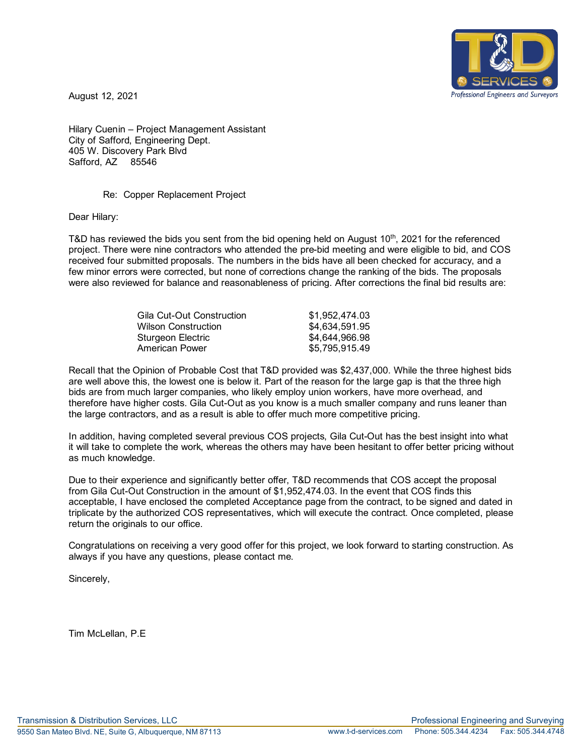August 12, 2021

Hilary Cuenin – Project Management Assistant
City of Safford, Engineering Dept.
405 W. Discovery Park Blvd
Safford, AZ 85546

Re: Copper Replacement Project

Dear Hilary:

T&D has reviewed the bids you sent from the bid opening held on August 10th, 2021 for the referenced project. There were nine contractors who attended the pre-bid meeting and were eligible to bid, and COS received four submitted proposals. The numbers in the bids have all been checked for accuracy, and a few minor errors were corrected, but none of corrections change the ranking of the bids. The proposals were also reviewed for balance and reasonableness of pricing. After corrections the final bid results are:

| Contractor | Bid |
|---|---|
| Gila Cut-Out Construction | $1,952,474.03 |
| Wilson Construction | $4,634,591.95 |
| Sturgeon Electric | $4,644,966.98 |
| American Power | $5,795,915.49 |

Recall that the Opinion of Probable Cost that T&D provided was $2,437,000. While the three highest bids are well above this, the lowest one is below it. Part of the reason for the large gap is that the three high bids are from much larger companies, who likely employ union workers, have more overhead, and therefore have higher costs. Gila Cut-Out as you know is a much smaller company and runs leaner than the large contractors, and as a result is able to offer much more competitive pricing.

In addition, having completed several previous COS projects, Gila Cut-Out has the best insight into what it will take to complete the work, whereas the others may have been hesitant to offer better pricing without as much knowledge.

Due to their experience and significantly better offer, T&D recommends that COS accept the proposal from Gila Cut-Out Construction in the amount of $1,952,474.03. In the event that COS finds this acceptable, I have enclosed the completed Acceptance page from the contract, to be signed and dated in triplicate by the authorized COS representatives, which will execute the contract. Once completed, please return the originals to our office.

Congratulations on receiving a very good offer for this project, we look forward to starting construction. As always if you have any questions, please contact me.

Sincerely,

Tim McLellan, P.E

Transmission & Distribution Services, LLC
9550 San Mateo Blvd. NE, Suite G, Albuquerque, NM 87113

Professional Engineering and Surveying
www.t-d-services.com Phone: 505.344.4234 Fax: 505.344.4748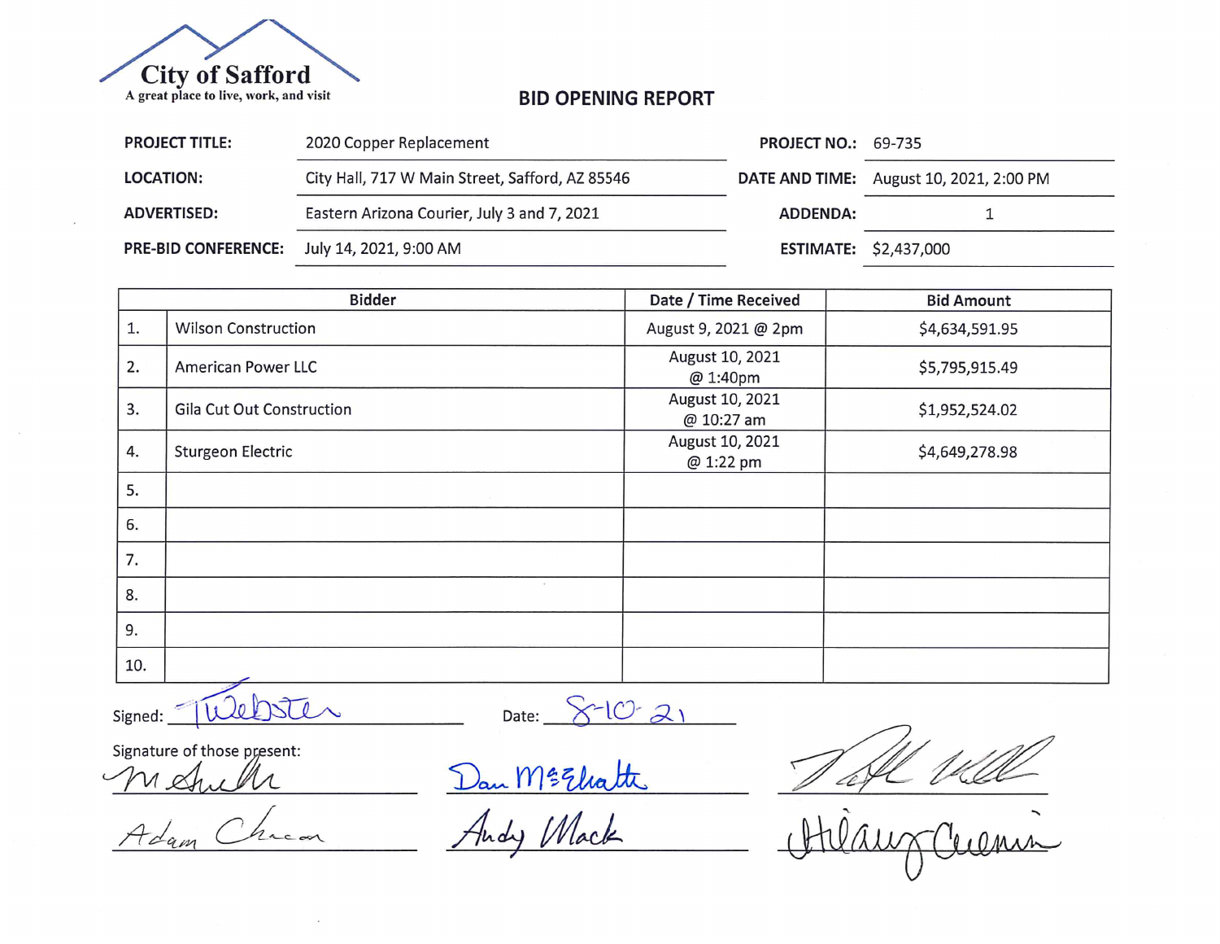City of Safford

A great place to live, work, and visit

# BID OPENING REPORT

| | | | |
|---|---|---|---|
| **PROJECT TITLE:** | 2020 Copper Replacement | **PROJECT NO.:** | 69-735 |
| **LOCATION:** | City Hall, 717 W Main Street, Safford, AZ 85546 | **DATE AND TIME:** | August 10, 2021, 2:00 PM |
| **ADVERTISED:** | Eastern Arizona Courier, July 3 and 7, 2021 | **ADDENDA:** | 1 |
| **PRE-BID CONFERENCE:** | July 14, 2021, 9:00 AM | **ESTIMATE:** | $2,437,000 |

| | Bidder | Date / Time Received | Bid Amount |
|---|---|---|---|
| 1. | Wilson Construction | August 9, 2021 @ 2pm | $4,634,591.95 |
| 2. | American Power LLC | August 10, 2021 @ 1:40pm | $5,795,915.49 |
| 3. | Gila Cut Out Construction | August 10, 2021 @ 10:27 am | $1,952,524.02 |
| 4. | Sturgeon Electric | August 10, 2021 @ 1:22 pm | $4,649,278.98 |
| 5. | | | |
| 6. | | | |
| 7. | | | |
| 8. | | | |
| 9. | | | |
| 10. | | | |

Signed: T Webster Date: 8-10-21

Signature of those present:

M Suchr Dan McElhatton [signature]

Adam Chacon Andy Mack Hilary Cremin